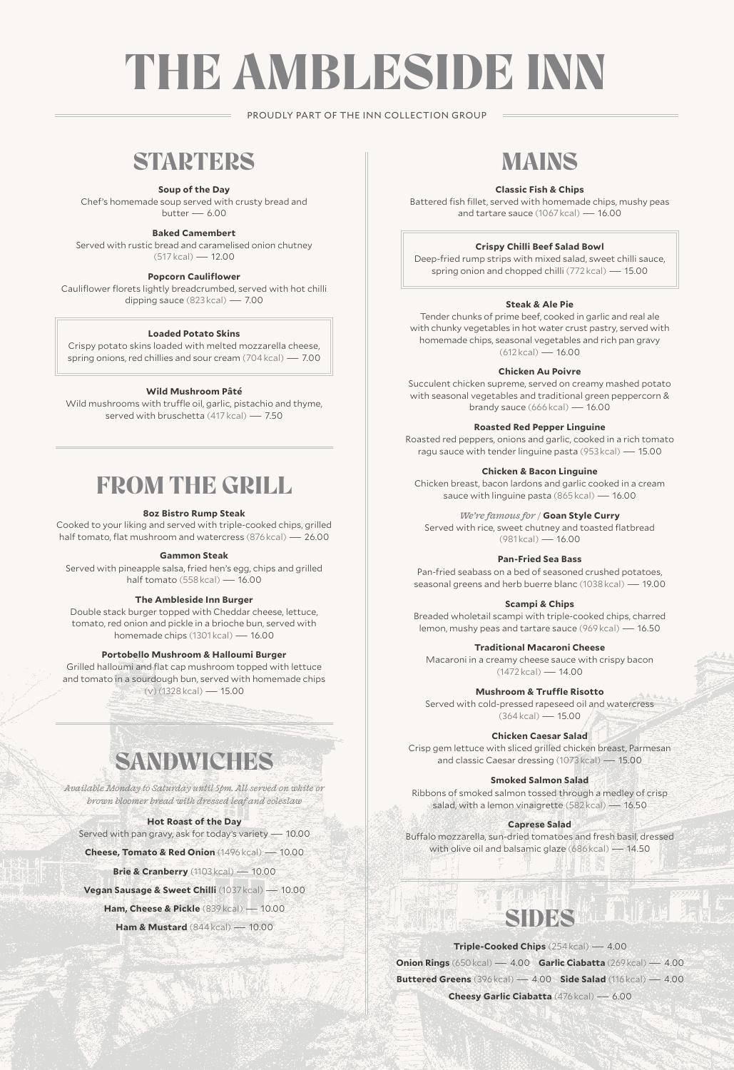# THE AMBLESIDE INN

PROUDLY PART OF THE INN COLLECTION GROUP

## STARTERS

**Soup of the Day**
Chef's homemade soup served with crusty bread and butter — 6.00

**Baked Camembert**
Served with rustic bread and caramelised onion chutney (517 kcal) — 12.00

**Popcorn Cauliflower**
Cauliflower florets lightly breadcrumbed, served with hot chilli dipping sauce (823 kcal) — 7.00

**Loaded Potato Skins**
Crispy potato skins loaded with melted mozzarella cheese, spring onions, red chillies and sour cream (704 kcal) — 7.00

**Wild Mushroom Pâté**
Wild mushrooms with truffle oil, garlic, pistachio and thyme, served with bruschetta (417 kcal) — 7.50

## FROM THE GRILL

**8oz Bistro Rump Steak**
Cooked to your liking and served with triple-cooked chips, grilled half tomato, flat mushroom and watercress (876 kcal) — 26.00

**Gammon Steak**
Served with pineapple salsa, fried hen's egg, chips and grilled half tomato (558 kcal) — 16.00

**The Ambleside Inn Burger**
Double stack burger topped with Cheddar cheese, lettuce, tomato, red onion and pickle in a brioche bun, served with homemade chips (1301 kcal) — 16.00

**Portobello Mushroom & Halloumi Burger**
Grilled halloumi and flat cap mushroom topped with lettuce and tomato in a sourdough bun, served with homemade chips (v) (1328 kcal) — 15.00

## SANDWICHES

*Available Monday to Saturday until 5pm. All served on white or brown bloomer bread with dressed leaf and coleslaw*

**Hot Roast of the Day**
Served with pan gravy, ask for today's variety — 10.00

**Cheese, Tomato & Red Onion** (1496 kcal) — 10.00

**Brie & Cranberry** (1103 kcal) — 10.00

**Vegan Sausage & Sweet Chilli** (1037 kcal) — 10.00

**Ham, Cheese & Pickle** (839 kcal) — 10.00

**Ham & Mustard** (844 kcal) — 10.00

## MAINS

**Classic Fish & Chips**
Battered fish fillet, served with homemade chips, mushy peas and tartare sauce (1067 kcal) — 16.00

**Crispy Chilli Beef Salad Bowl**
Deep-fried rump strips with mixed salad, sweet chilli sauce, spring onion and chopped chilli (772 kcal) — 15.00

**Steak & Ale Pie**
Tender chunks of prime beef, cooked in garlic and real ale with chunky vegetables in hot water crust pastry, served with homemade chips, seasonal vegetables and rich pan gravy (612 kcal) — 16.00

**Chicken Au Poivre**
Succulent chicken supreme, served on creamy mashed potato with seasonal vegetables and traditional green peppercorn & brandy sauce (666 kcal) — 16.00

**Roasted Red Pepper Linguine**
Roasted red peppers, onions and garlic, cooked in a rich tomato ragu sauce with tender linguine pasta (953 kcal) — 15.00

**Chicken & Bacon Linguine**
Chicken breast, bacon lardons and garlic cooked in a cream sauce with linguine pasta (865 kcal) — 16.00

*We're famous for* / **Goan Style Curry**
Served with rice, sweet chutney and toasted flatbread (981 kcal) — 16.00

**Pan-Fried Sea Bass**
Pan-fried seabass on a bed of seasoned crushed potatoes, seasonal greens and herb buerre blanc (1038 kcal) — 19.00

**Scampi & Chips**
Breaded wholetail scampi with triple-cooked chips, charred lemon, mushy peas and tartare sauce (969 kcal) — 16.50

**Traditional Macaroni Cheese**
Macaroni in a creamy cheese sauce with crispy bacon (1472 kcal) — 14.00

**Mushroom & Truffle Risotto**
Served with cold-pressed rapeseed oil and watercress (364 kcal) — 15.00

**Chicken Caesar Salad**
Crisp gem lettuce with sliced grilled chicken breast, Parmesan and classic Caesar dressing (1073 kcal) — 15.00

**Smoked Salmon Salad**
Ribbons of smoked salmon tossed through a medley of crisp salad, with a lemon vinaigrette (582 kcal) — 16.50

**Caprese Salad**
Buffalo mozzarella, sun-dried tomatoes and fresh basil, dressed with olive oil and balsamic glaze (686 kcal) — 14.50

## SIDES

**Triple-Cooked Chips** (254 kcal) — 4.00

**Onion Rings** (650 kcal) — 4.00 **Garlic Ciabatta** (269 kcal) — 4.00

**Buttered Greens** (396 kcal) — 4.00 **Side Salad** (116 kcal) — 4.00

**Cheesy Garlic Ciabatta** (476 kcal) — 6.00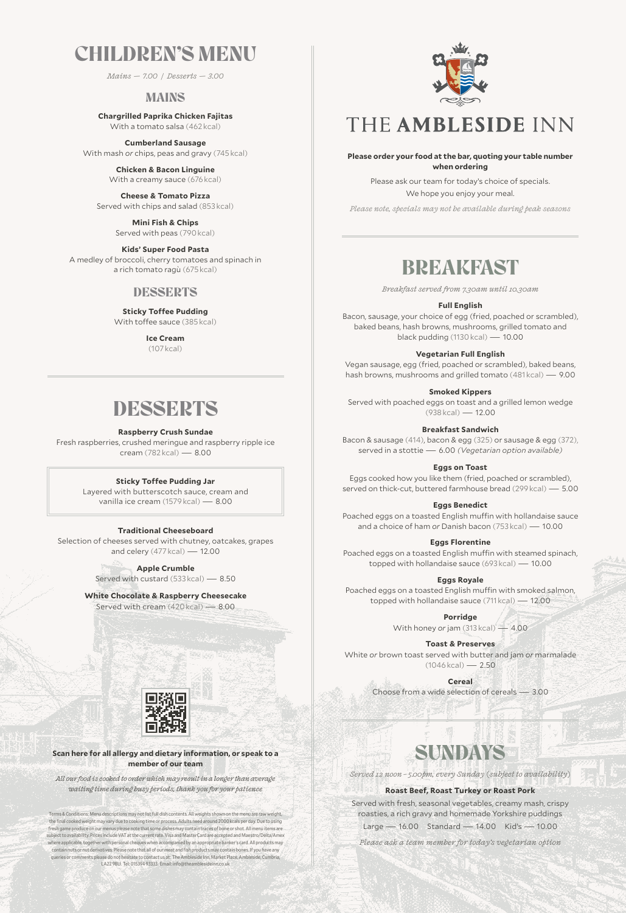# CHILDREN'S MENU

*Mains — 7.00 / Desserts — 3.00*

## MAINS

**Chargrilled Paprika Chicken Fajitas**
With a tomato salsa (462 kcal)

**Cumberland Sausage**
With mash *or* chips, peas and gravy (745 kcal)

**Chicken & Bacon Linguine**
With a creamy sauce (676 kcal)

**Cheese & Tomato Pizza**
Served with chips and salad (853 kcal)

**Mini Fish & Chips**
Served with peas (790 kcal)

**Kids' Super Food Pasta**
A medley of broccoli, cherry tomatoes and spinach in a rich tomato ragù (675 kcal)

## DESSERTS

**Sticky Toffee Pudding**
With toffee sauce (385 kcal)

**Ice Cream**
(107 kcal)

# DESSERTS

**Raspberry Crush Sundae**
Fresh raspberries, crushed meringue and raspberry ripple ice cream (782 kcal) — 8.00

**Sticky Toffee Pudding Jar**
Layered with butterscotch sauce, cream and vanilla ice cream (1579 kcal) — 8.00

**Traditional Cheeseboard**
Selection of cheeses served with chutney, oatcakes, grapes and celery (477 kcal) — 12.00

**Apple Crumble**
Served with custard (533 kcal) — 8.50

**White Chocolate & Raspberry Cheesecake**
Served with cream (420 kcal) — 8.00

**Scan here for all allergy and dietary information, or speak to a member of our team**

*All our food is cooked to order which may result in a longer than average waiting time during busy periods, thank you for your patience*

Terms & Conditions: Menu descriptions may not list full dish contents. All weights shown on the menu are raw weight, the final cooked weight may vary due to cooking time or process. Adults need around 2000 kcals per day. Due to using fresh game produce on our menus please note that some dishes may contain traces of bone or shot. All menu items are subject to availability. Prices include VAT at the current rate. Visa and MasterCard are accepted and Maestro/Delta/Amex where applicable, together with personal cheques when accompanied by an appropriate banker's card. All products may contain nuts or nut derivatives. Please note that all of our meat and fish products may contain bones. If you have any queries or comments please do not hesitate to contact us at: The Ambleside Inn, Market Place, Ambleside, Cumbria, LA22 9BU. Tel: 015394 93333. Email: info@theamblesideinn.co.uk

# THE AMBLESIDE INN

**Please order your food at the bar, quoting your table number when ordering**

Please ask our team for today's choice of specials.
We hope you enjoy your meal.

*Please note, specials may not be available during peak seasons*

# BREAKFAST

*Breakfast served from 7.30am until 10.30am*

**Full English**
Bacon, sausage, your choice of egg (fried, poached or scrambled), baked beans, hash browns, mushrooms, grilled tomato and black pudding (1130 kcal) — 10.00

**Vegetarian Full English**
Vegan sausage, egg (fried, poached or scrambled), baked beans, hash browns, mushrooms and grilled tomato (481 kcal) — 9.00

**Smoked Kippers**
Served with poached eggs on toast and a grilled lemon wedge (938 kcal) — 12.00

**Breakfast Sandwich**
Bacon & sausage (414), bacon & egg (325) or sausage & egg (372), served in a stottie — 6.00 *(Vegetarian option available)*

**Eggs on Toast**
Eggs cooked how you like them (fried, poached or scrambled), served on thick-cut, buttered farmhouse bread (299 kcal) — 5.00

**Eggs Benedict**
Poached eggs on a toasted English muffin with hollandaise sauce and a choice of ham *or* Danish bacon (753 kcal) — 10.00

**Eggs Florentine**
Poached eggs on a toasted English muffin with steamed spinach, topped with hollandaise sauce (693 kcal) — 10.00

**Eggs Royale**
Poached eggs on a toasted English muffin with smoked salmon, topped with hollandaise sauce (711 kcal) — 12.00

**Porridge**
With honey *or* jam (313 kcal) — 4.00

**Toast & Preserves**
White *or* brown toast served with butter and jam *or* marmalade (1046 kcal) — 2.50

**Cereal**
Choose from a wide selection of cereals — 3.00

# SUNDAYS

*Served 12 noon - 5.00pm, every Sunday (subject to availability)*

**Roast Beef, Roast Turkey or Roast Pork**
Served with fresh, seasonal vegetables, creamy mash, crispy roasties, a rich gravy and homemade Yorkshire puddings

Large — 16.00 Standard — 14.00 Kid's — 10.00

*Please ask a team member for today's vegetarian option*